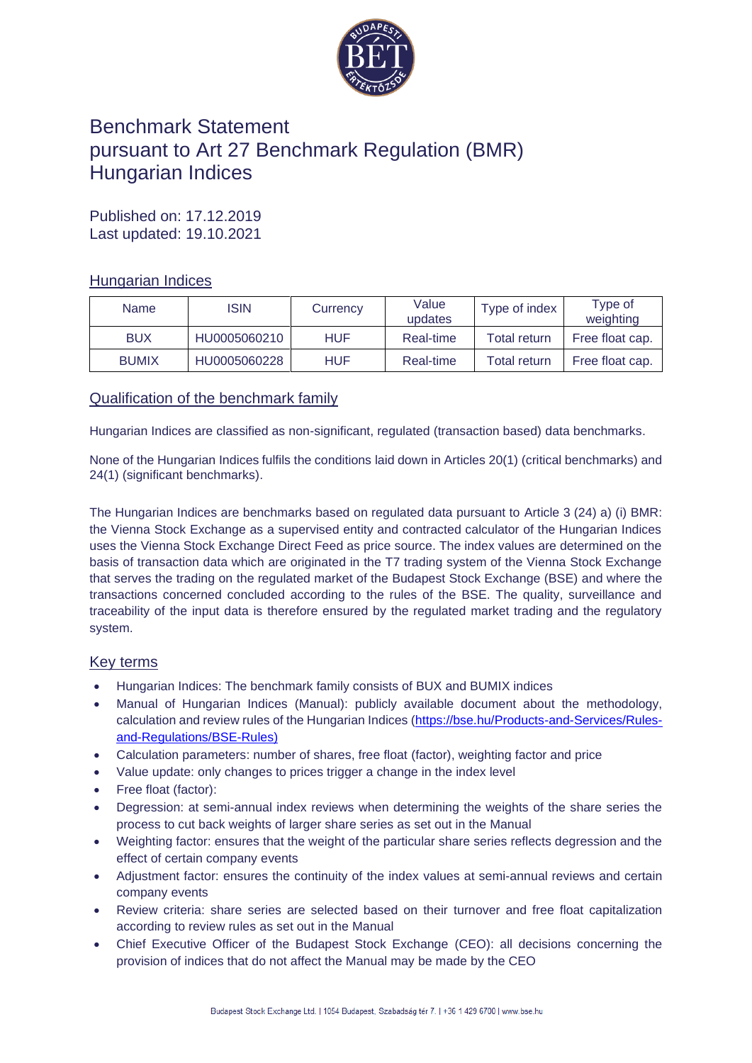# Benchmark Statement pursuant to Art 27 Benchmark Regulation (BMR) Hungarian Indices

Published on: 17.12.2019
Last updated: 19.10.2021

## Hungarian Indices

| Name | ISIN | Currency | Value updates | Type of index | Type of weighting |
|---|---|---|---|---|---|
| BUX | HU0005060210 | HUF | Real-time | Total return | Free float cap. |
| BUMIX | HU0005060228 | HUF | Real-time | Total return | Free float cap. |

## Qualification of the benchmark family

Hungarian Indices are classified as non-significant, regulated (transaction based) data benchmarks.

None of the Hungarian Indices fulfils the conditions laid down in Articles 20(1) (critical benchmarks) and 24(1) (significant benchmarks).

The Hungarian Indices are benchmarks based on regulated data pursuant to Article 3 (24) a) (i) BMR: the Vienna Stock Exchange as a supervised entity and contracted calculator of the Hungarian Indices uses the Vienna Stock Exchange Direct Feed as price source. The index values are determined on the basis of transaction data which are originated in the T7 trading system of the Vienna Stock Exchange that serves the trading on the regulated market of the Budapest Stock Exchange (BSE) and where the transactions concerned concluded according to the rules of the BSE. The quality, surveillance and traceability of the input data is therefore ensured by the regulated market trading and the regulatory system.

## Key terms

- Hungarian Indices: The benchmark family consists of BUX and BUMIX indices
- Manual of Hungarian Indices (Manual): publicly available document about the methodology, calculation and review rules of the Hungarian Indices (https://bse.hu/Products-and-Services/Rules-and-Regulations/BSE-Rules)
- Calculation parameters: number of shares, free float (factor), weighting factor and price
- Value update: only changes to prices trigger a change in the index level
- Free float (factor):
- Degression: at semi-annual index reviews when determining the weights of the share series the process to cut back weights of larger share series as set out in the Manual
- Weighting factor: ensures that the weight of the particular share series reflects degression and the effect of certain company events
- Adjustment factor: ensures the continuity of the index values at semi-annual reviews and certain company events
- Review criteria: share series are selected based on their turnover and free float capitalization according to review rules as set out in the Manual
- Chief Executive Officer of the Budapest Stock Exchange (CEO): all decisions concerning the provision of indices that do not affect the Manual may be made by the CEO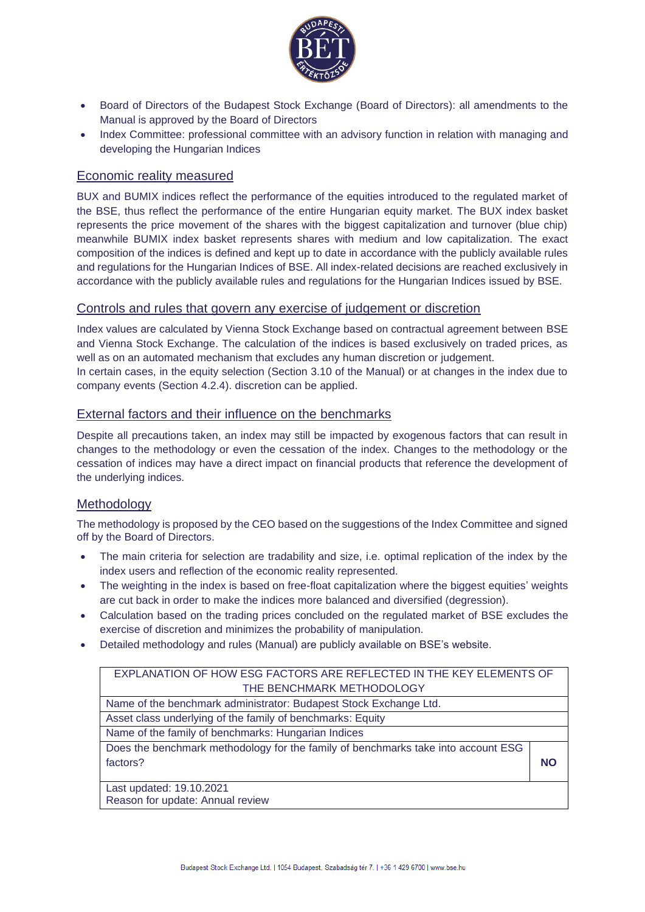- Board of Directors of the Budapest Stock Exchange (Board of Directors): all amendments to the Manual is approved by the Board of Directors
- Index Committee: professional committee with an advisory function in relation with managing and developing the Hungarian Indices

## Economic reality measured

BUX and BUMIX indices reflect the performance of the equities introduced to the regulated market of the BSE, thus reflect the performance of the entire Hungarian equity market. The BUX index basket represents the price movement of the shares with the biggest capitalization and turnover (blue chip) meanwhile BUMIX index basket represents shares with medium and low capitalization. The exact composition of the indices is defined and kept up to date in accordance with the publicly available rules and regulations for the Hungarian Indices of BSE. All index-related decisions are reached exclusively in accordance with the publicly available rules and regulations for the Hungarian Indices issued by BSE.

## Controls and rules that govern any exercise of judgement or discretion

Index values are calculated by Vienna Stock Exchange based on contractual agreement between BSE and Vienna Stock Exchange. The calculation of the indices is based exclusively on traded prices, as well as on an automated mechanism that excludes any human discretion or judgement.
In certain cases, in the equity selection (Section 3.10 of the Manual) or at changes in the index due to company events (Section 4.2.4). discretion can be applied.

## External factors and their influence on the benchmarks

Despite all precautions taken, an index may still be impacted by exogenous factors that can result in changes to the methodology or even the cessation of the index. Changes to the methodology or the cessation of indices may have a direct impact on financial products that reference the development of the underlying indices.

## Methodology

The methodology is proposed by the CEO based on the suggestions of the Index Committee and signed off by the Board of Directors.

- The main criteria for selection are tradability and size, i.e. optimal replication of the index by the index users and reflection of the economic reality represented.
- The weighting in the index is based on free-float capitalization where the biggest equities' weights are cut back in order to make the indices more balanced and diversified (degression).
- Calculation based on the trading prices concluded on the regulated market of BSE excludes the exercise of discretion and minimizes the probability of manipulation.
- Detailed methodology and rules (Manual) are publicly available on BSE's website.

| EXPLANATION OF HOW ESG FACTORS ARE REFLECTED IN THE KEY ELEMENTS OF THE BENCHMARK METHODOLOGY | |
|---|---|
| Name of the benchmark administrator: Budapest Stock Exchange Ltd. | |
| Asset class underlying of the family of benchmarks: Equity | |
| Name of the family of benchmarks: Hungarian Indices | |
| Does the benchmark methodology for the family of benchmarks take into account ESG factors? | **NO** |
| Last updated: 19.10.2021<br>Reason for update: Annual review | |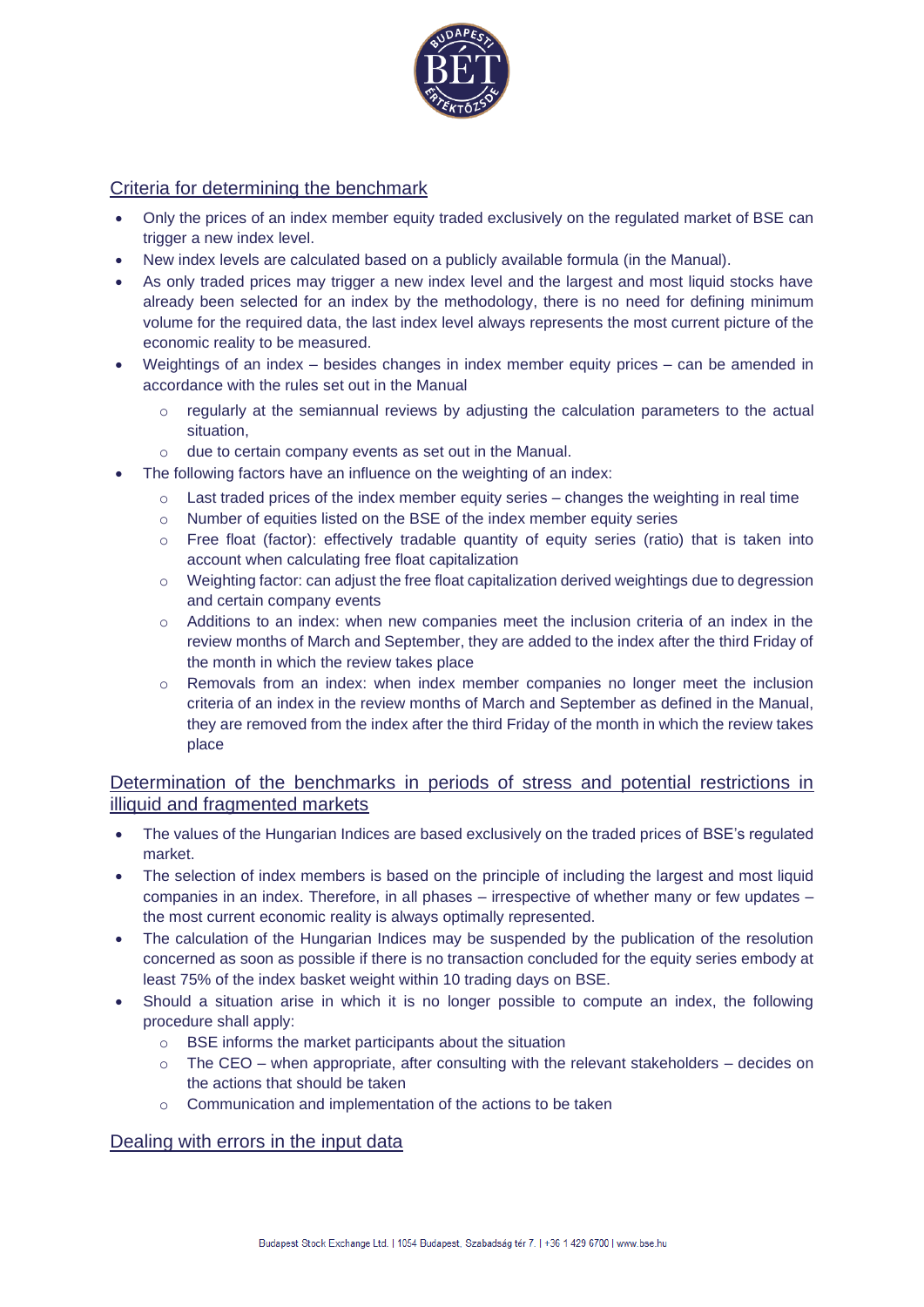## Criteria for determining the benchmark

- Only the prices of an index member equity traded exclusively on the regulated market of BSE can trigger a new index level.
- New index levels are calculated based on a publicly available formula (in the Manual).
- As only traded prices may trigger a new index level and the largest and most liquid stocks have already been selected for an index by the methodology, there is no need for defining minimum volume for the required data, the last index level always represents the most current picture of the economic reality to be measured.
- Weightings of an index – besides changes in index member equity prices – can be amended in accordance with the rules set out in the Manual
  - regularly at the semiannual reviews by adjusting the calculation parameters to the actual situation,
  - due to certain company events as set out in the Manual.
- The following factors have an influence on the weighting of an index:
  - Last traded prices of the index member equity series – changes the weighting in real time
  - Number of equities listed on the BSE of the index member equity series
  - Free float (factor): effectively tradable quantity of equity series (ratio) that is taken into account when calculating free float capitalization
  - Weighting factor: can adjust the free float capitalization derived weightings due to degression and certain company events
  - Additions to an index: when new companies meet the inclusion criteria of an index in the review months of March and September, they are added to the index after the third Friday of the month in which the review takes place
  - Removals from an index: when index member companies no longer meet the inclusion criteria of an index in the review months of March and September as defined in the Manual, they are removed from the index after the third Friday of the month in which the review takes place

## Determination of the benchmarks in periods of stress and potential restrictions in illiquid and fragmented markets

- The values of the Hungarian Indices are based exclusively on the traded prices of BSE's regulated market.
- The selection of index members is based on the principle of including the largest and most liquid companies in an index. Therefore, in all phases – irrespective of whether many or few updates – the most current economic reality is always optimally represented.
- The calculation of the Hungarian Indices may be suspended by the publication of the resolution concerned as soon as possible if there is no transaction concluded for the equity series embody at least 75% of the index basket weight within 10 trading days on BSE.
- Should a situation arise in which it is no longer possible to compute an index, the following procedure shall apply:
  - BSE informs the market participants about the situation
  - The CEO – when appropriate, after consulting with the relevant stakeholders – decides on the actions that should be taken
  - Communication and implementation of the actions to be taken

## Dealing with errors in the input data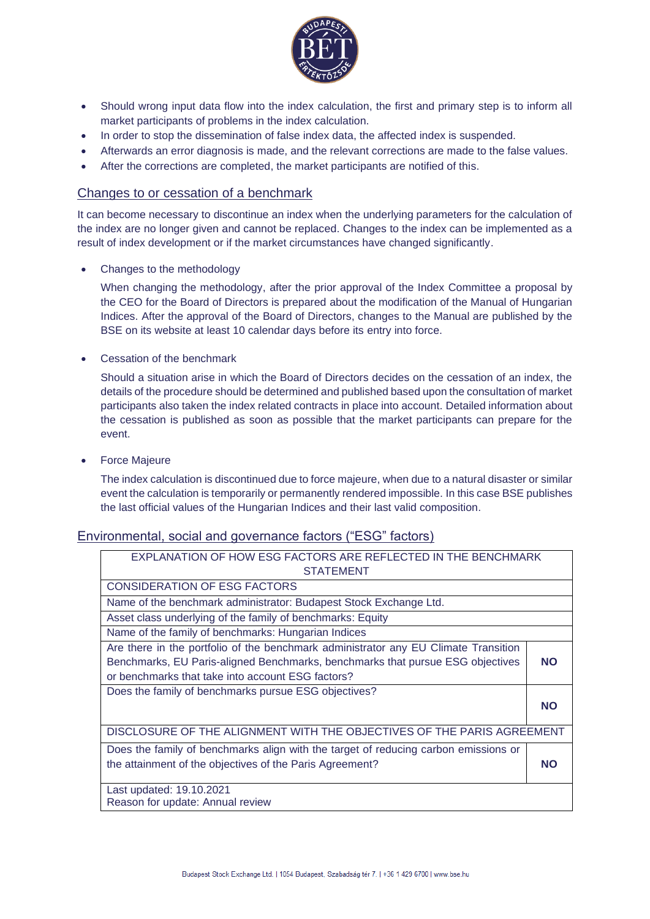- Should wrong input data flow into the index calculation, the first and primary step is to inform all market participants of problems in the index calculation.
- In order to stop the dissemination of false index data, the affected index is suspended.
- Afterwards an error diagnosis is made, and the relevant corrections are made to the false values.
- After the corrections are completed, the market participants are notified of this.

## Changes to or cessation of a benchmark

It can become necessary to discontinue an index when the underlying parameters for the calculation of the index are no longer given and cannot be replaced. Changes to the index can be implemented as a result of index development or if the market circumstances have changed significantly.

- Changes to the methodology

  When changing the methodology, after the prior approval of the Index Committee a proposal by the CEO for the Board of Directors is prepared about the modification of the Manual of Hungarian Indices. After the approval of the Board of Directors, changes to the Manual are published by the BSE on its website at least 10 calendar days before its entry into force.

- Cessation of the benchmark

  Should a situation arise in which the Board of Directors decides on the cessation of an index, the details of the procedure should be determined and published based upon the consultation of market participants also taken the index related contracts in place into account. Detailed information about the cessation is published as soon as possible that the market participants can prepare for the event.

- Force Majeure

  The index calculation is discontinued due to force majeure, when due to a natural disaster or similar event the calculation is temporarily or permanently rendered impossible. In this case BSE publishes the last official values of the Hungarian Indices and their last valid composition.

## Environmental, social and governance factors ("ESG" factors)

| EXPLANATION OF HOW ESG FACTORS ARE REFLECTED IN THE BENCHMARK STATEMENT | |
|---|---|
| CONSIDERATION OF ESG FACTORS | |
| Name of the benchmark administrator: Budapest Stock Exchange Ltd. | |
| Asset class underlying of the family of benchmarks: Equity | |
| Name of the family of benchmarks: Hungarian Indices | |
| Are there in the portfolio of the benchmark administrator any EU Climate Transition Benchmarks, EU Paris-aligned Benchmarks, benchmarks that pursue ESG objectives or benchmarks that take into account ESG factors? | **NO** |
| Does the family of benchmarks pursue ESG objectives? | **NO** |
| DISCLOSURE OF THE ALIGNMENT WITH THE OBJECTIVES OF THE PARIS AGREEMENT | |
| Does the family of benchmarks align with the target of reducing carbon emissions or the attainment of the objectives of the Paris Agreement? | **NO** |
| Last updated: 19.10.2021<br>Reason for update: Annual review | |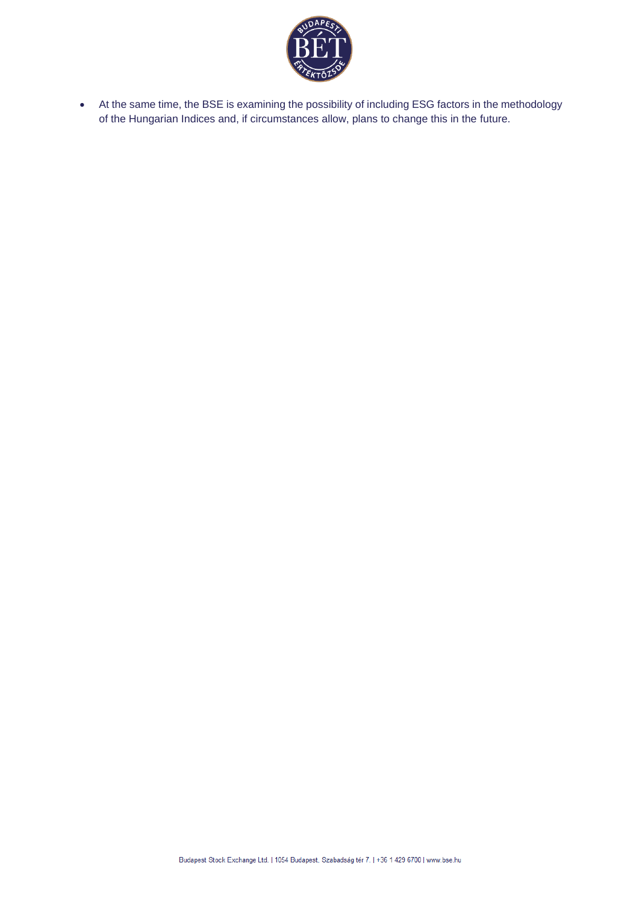- At the same time, the BSE is examining the possibility of including ESG factors in the methodology of the Hungarian Indices and, if circumstances allow, plans to change this in the future.